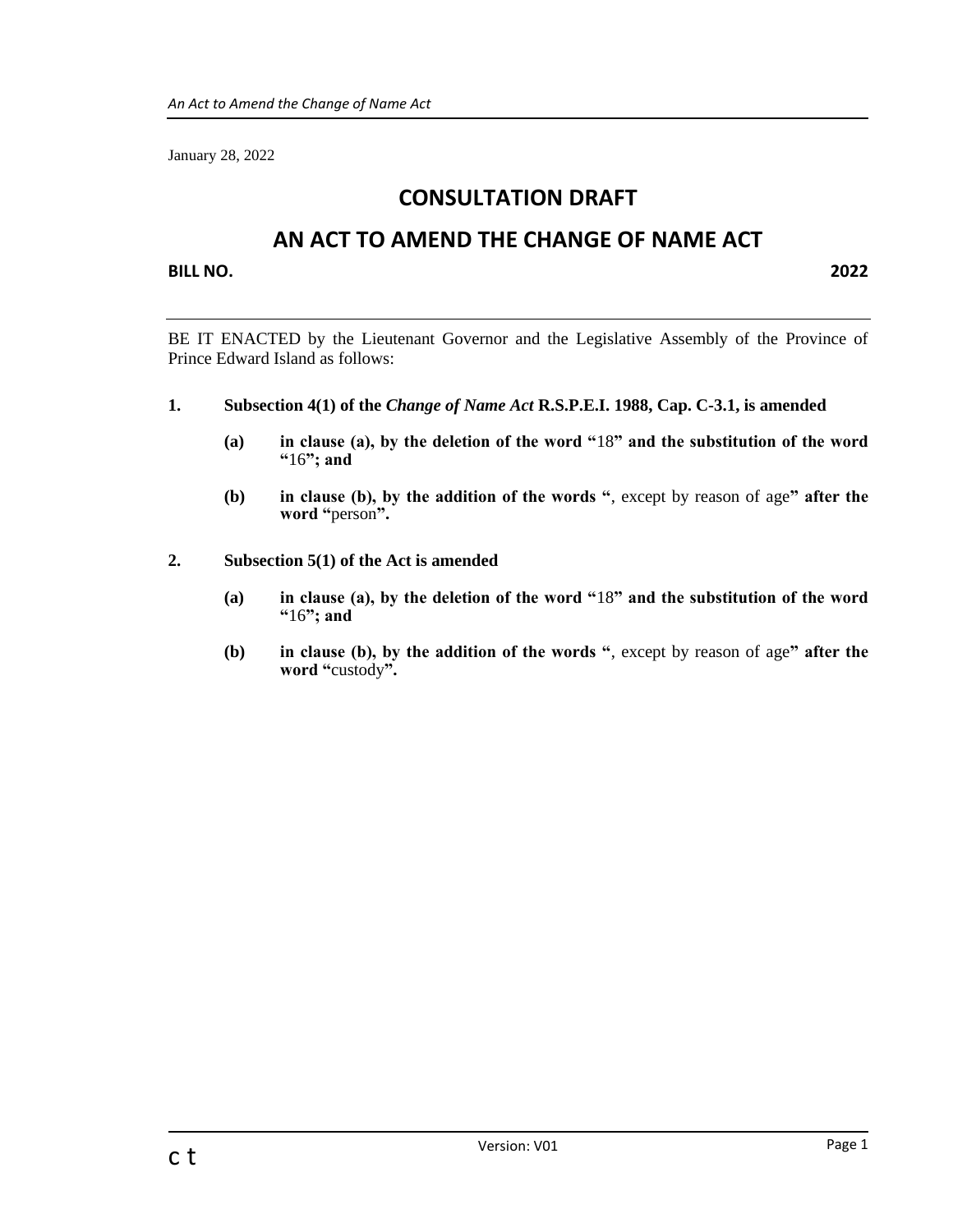January 28, 2022

# CONSULTATION DRAFT

# AN ACT TO AMEND THE CHANGE OF NAME ACT

**BILL NO.** **2022**

BE IT ENACTED by the Lieutenant Governor and the Legislative Assembly of the Province of Prince Edward Island as follows:

**1. Subsection 4(1) of the *Change of Name Act* R.S.P.E.I. 1988, Cap. C-3.1, is amended**

> **(a) in clause (a), by the deletion of the word "**18**" and the substitution of the word "**16**"; and**
>
> **(b) in clause (b), by the addition of the words "**, except by reason of age**" after the word "**person**".**

**2. Subsection 5(1) of the Act is amended**

> **(a) in clause (a), by the deletion of the word "**18**" and the substitution of the word "**16**"; and**
>
> **(b) in clause (b), by the addition of the words "**, except by reason of age**" after the word "**custody**".**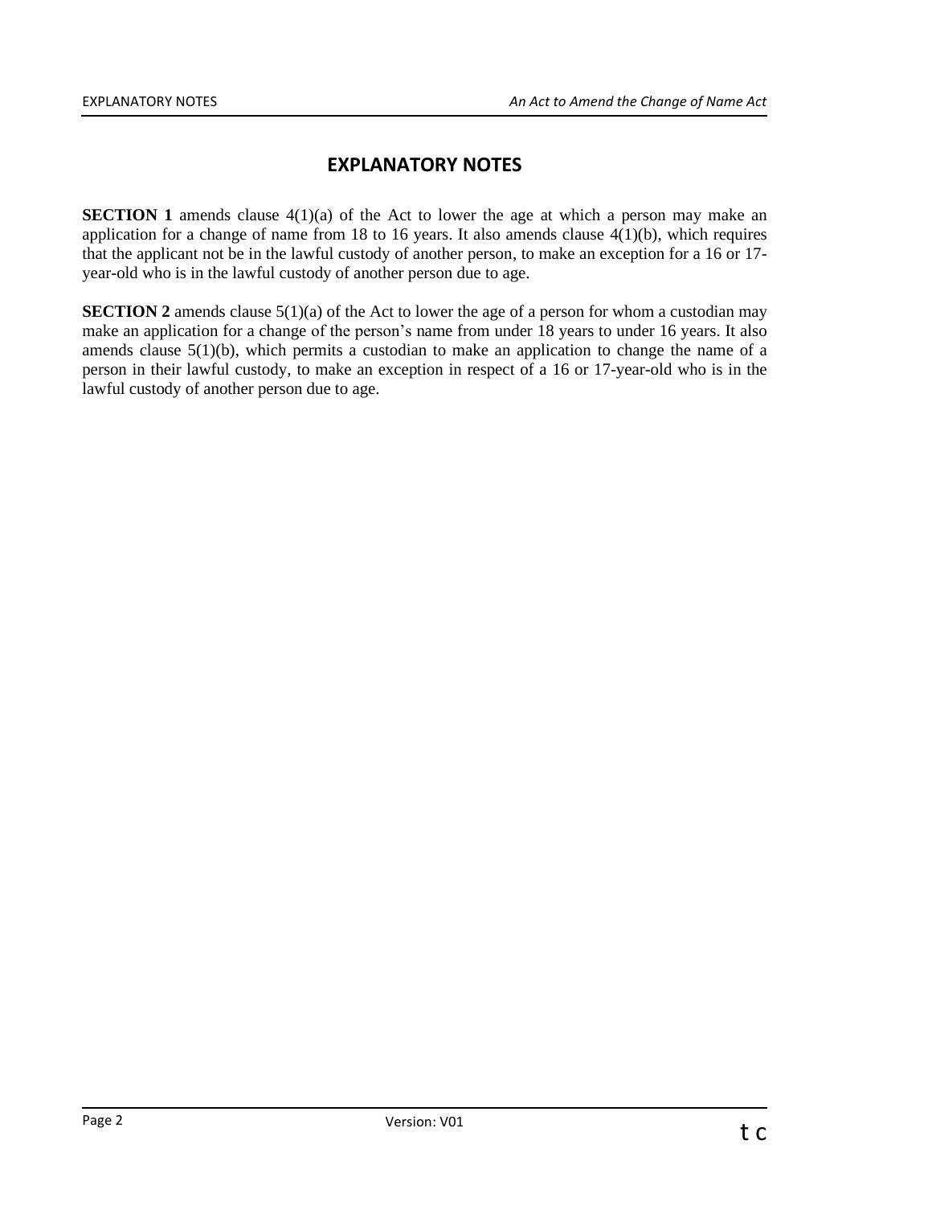# EXPLANATORY NOTES

**SECTION 1** amends clause 4(1)(a) of the Act to lower the age at which a person may make an application for a change of name from 18 to 16 years. It also amends clause 4(1)(b), which requires that the applicant not be in the lawful custody of another person, to make an exception for a 16 or 17-year-old who is in the lawful custody of another person due to age.

**SECTION 2** amends clause 5(1)(a) of the Act to lower the age of a person for whom a custodian may make an application for a change of the person's name from under 18 years to under 16 years. It also amends clause 5(1)(b), which permits a custodian to make an application to change the name of a person in their lawful custody, to make an exception in respect of a 16 or 17-year-old who is in the lawful custody of another person due to age.